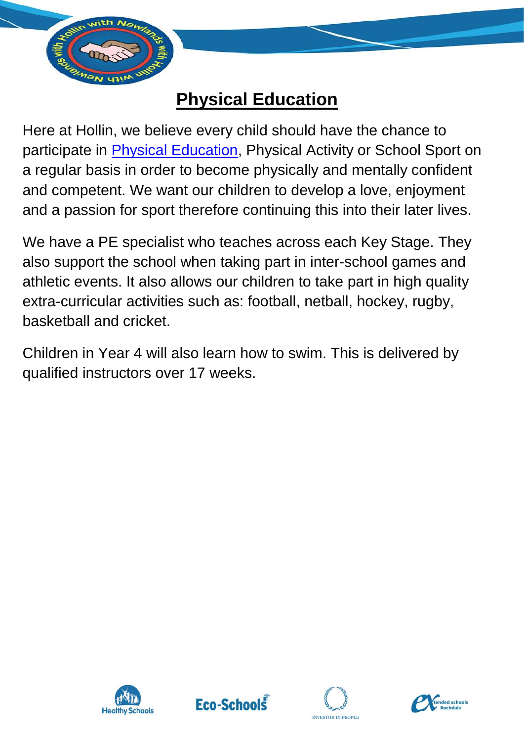# Physical Education

Here at Hollin, we believe every child should have the chance to participate in [Physical Education](), Physical Activity or School Sport on a regular basis in order to become physically and mentally confident and competent. We want our children to develop a love, enjoyment and a passion for sport therefore continuing this into their later lives.

We have a PE specialist who teaches across each Key Stage. They also support the school when taking part in inter-school games and athletic events. It also allows our children to take part in high quality extra-curricular activities such as: football, netball, hockey, rugby, basketball and cricket.

Children in Year 4 will also learn how to swim. This is delivered by qualified instructors over 17 weeks.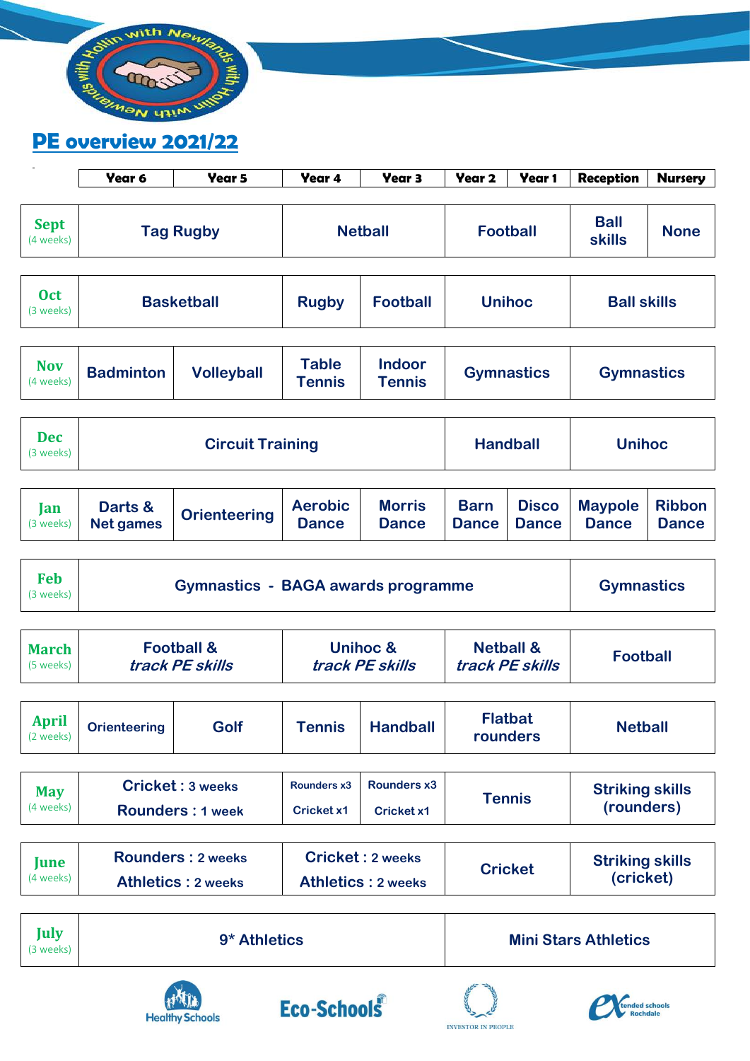## PE overview 2021/22

| | Year 6 | Year 5 | Year 4 | Year 3 | Year 2 | Year 1 | Reception | Nursery |
|---|---|---|---|---|---|---|---|---|
| **Sept** (4 weeks) | Tag Rugby | | Netball | | Football | | Ball skills | None |
| **Oct** (3 weeks) | Basketball | | Rugby | Football | Unihoc | | Ball skills | |
| **Nov** (4 weeks) | Badminton | Volleyball | Table Tennis | Indoor Tennis | Gymnastics | | Gymnastics | |
| **Dec** (3 weeks) | Circuit Training | | | | Handball | | Unihoc | |
| **Jan** (3 weeks) | Darts & Net games | Orienteering | Aerobic Dance | Morris Dance | Barn Dance | Disco Dance | Maypole Dance | Ribbon Dance |
| **Feb** (3 weeks) | Gymnastics - BAGA awards programme | | | | | | Gymnastics | |
| **March** (5 weeks) | Football & *track PE skills* | | Unihoc & *track PE skills* | | Netball & *track PE skills* | | Football | |
| **April** (2 weeks) | Orienteering | Golf | Tennis | Handball | Flatbat rounders | | Netball | |
| **May** (4 weeks) | Cricket : 3 weeks<br>Rounders : 1 week | | Rounders x3<br>Cricket x1 | Rounders x3<br>Cricket x1 | Tennis | | Striking skills (rounders) | |
| **June** (4 weeks) | Rounders : 2 weeks<br>Athletics : 2 weeks | | Cricket : 2 weeks<br>Athletics : 2 weeks | | Cricket | | Striking skills (cricket) | |
| **July** (3 weeks) | 9* Athletics | | | | Mini Stars Athletics | | | |

Healthy Schools

Eco-Schools

INVESTOR IN PEOPLE

Extended schools Rochdale